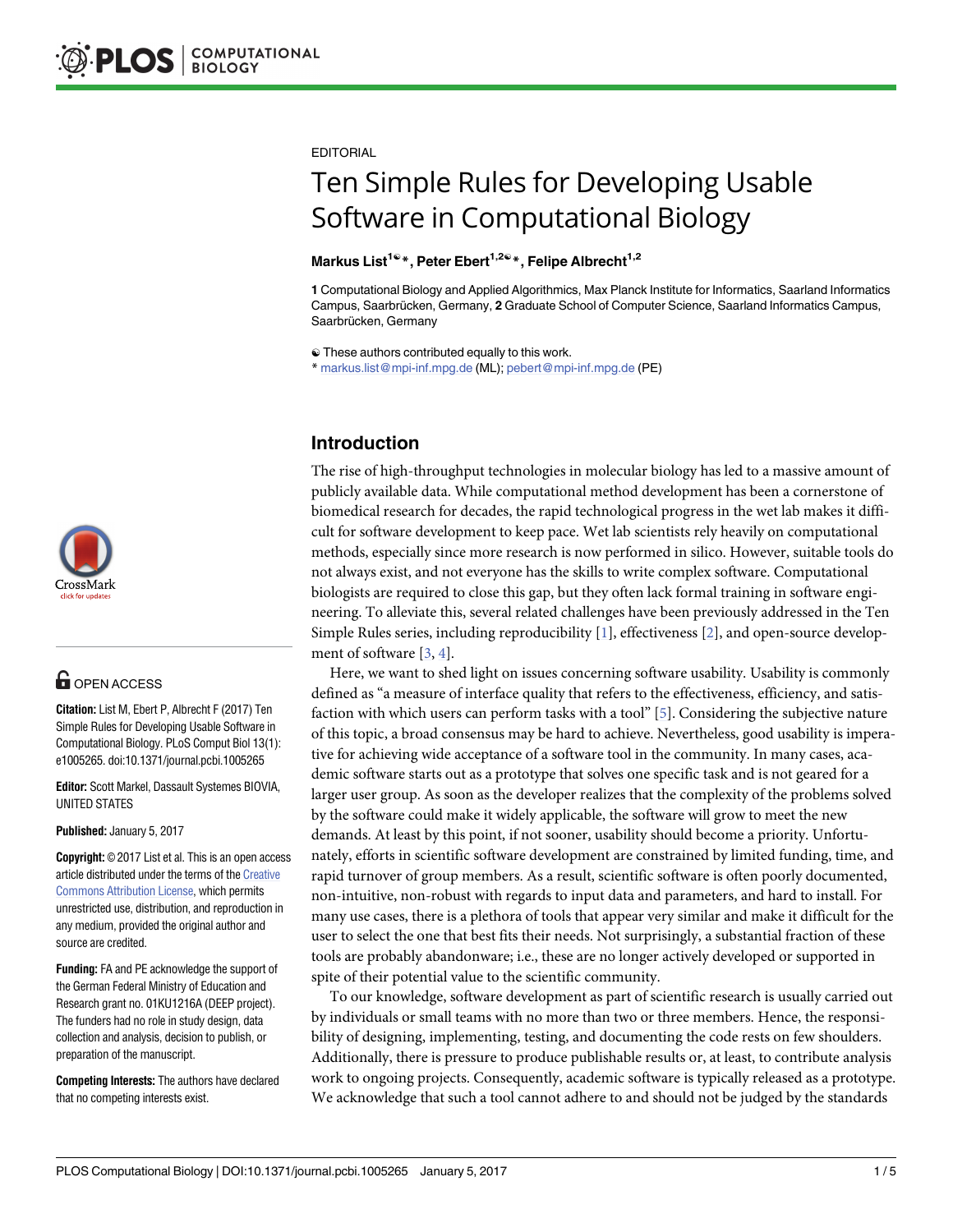EDITORIAL

# Ten Simple Rules for Developing Usable Software in Computational Biology

**Markus List[1☯]*, Peter Ebert[1,2☯]*, Felipe Albrecht[1,2]**

**1** Computational Biology and Applied Algorithmics, Max Planck Institute for Informatics, Saarland Informatics Campus, Saarbrücken, Germany, **2** Graduate School of Computer Science, Saarland Informatics Campus, Saarbrücken, Germany

☯ These authors contributed equally to this work.
* markus.list@mpi-inf.mpg.de (ML); pebert@mpi-inf.mpg.de (PE)

OPEN ACCESS

**Citation:** List M, Ebert P, Albrecht F (2017) Ten Simple Rules for Developing Usable Software in Computational Biology. PLoS Comput Biol 13(1): e1005265. doi:10.1371/journal.pcbi.1005265

**Editor:** Scott Markel, Dassault Systemes BIOVIA, UNITED STATES

**Published:** January 5, 2017

**Copyright:** © 2017 List et al. This is an open access article distributed under the terms of the Creative Commons Attribution License, which permits unrestricted use, distribution, and reproduction in any medium, provided the original author and source are credited.

**Funding:** FA and PE acknowledge the support of the German Federal Ministry of Education and Research grant no. 01KU1216A (DEEP project). The funders had no role in study design, data collection and analysis, decision to publish, or preparation of the manuscript.

**Competing Interests:** The authors have declared that no competing interests exist.

## Introduction

The rise of high-throughput technologies in molecular biology has led to a massive amount of publicly available data. While computational method development has been a cornerstone of biomedical research for decades, the rapid technological progress in the wet lab makes it difficult for software development to keep pace. Wet lab scientists rely heavily on computational methods, especially since more research is now performed in silico. However, suitable tools do not always exist, and not everyone has the skills to write complex software. Computational biologists are required to close this gap, but they often lack formal training in software engineering. To alleviate this, several related challenges have been previously addressed in the Ten Simple Rules series, including reproducibility [1], effectiveness [2], and open-source development of software [3, 4].

Here, we want to shed light on issues concerning software usability. Usability is commonly defined as "a measure of interface quality that refers to the effectiveness, efficiency, and satisfaction with which users can perform tasks with a tool" [5]. Considering the subjective nature of this topic, a broad consensus may be hard to achieve. Nevertheless, good usability is imperative for achieving wide acceptance of a software tool in the community. In many cases, academic software starts out as a prototype that solves one specific task and is not geared for a larger user group. As soon as the developer realizes that the complexity of the problems solved by the software could make it widely applicable, the software will grow to meet the new demands. At least by this point, if not sooner, usability should become a priority. Unfortunately, efforts in scientific software development are constrained by limited funding, time, and rapid turnover of group members. As a result, scientific software is often poorly documented, non-intuitive, non-robust with regards to input data and parameters, and hard to install. For many use cases, there is a plethora of tools that appear very similar and make it difficult for the user to select the one that best fits their needs. Not surprisingly, a substantial fraction of these tools are probably abandonware; i.e., these are no longer actively developed or supported in spite of their potential value to the scientific community.

To our knowledge, software development as part of scientific research is usually carried out by individuals or small teams with no more than two or three members. Hence, the responsibility of designing, implementing, testing, and documenting the code rests on few shoulders. Additionally, there is pressure to produce publishable results or, at least, to contribute analysis work to ongoing projects. Consequently, academic software is typically released as a prototype. We acknowledge that such a tool cannot adhere to and should not be judged by the standards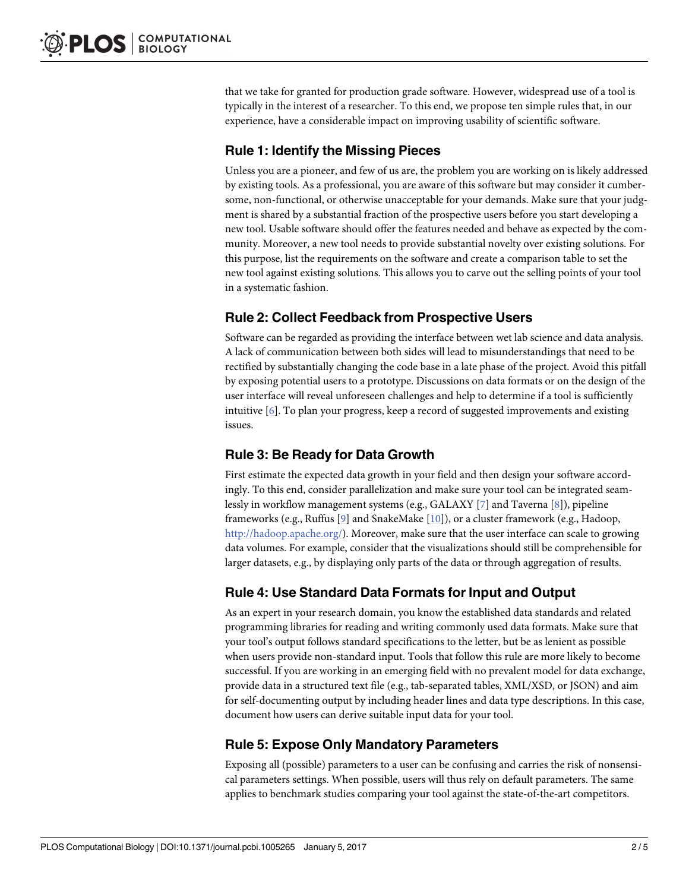that we take for granted for production grade software. However, widespread use of a tool is typically in the interest of a researcher. To this end, we propose ten simple rules that, in our experience, have a considerable impact on improving usability of scientific software.

## Rule 1: Identify the Missing Pieces

Unless you are a pioneer, and few of us are, the problem you are working on is likely addressed by existing tools. As a professional, you are aware of this software but may consider it cumbersome, non-functional, or otherwise unacceptable for your demands. Make sure that your judgment is shared by a substantial fraction of the prospective users before you start developing a new tool. Usable software should offer the features needed and behave as expected by the community. Moreover, a new tool needs to provide substantial novelty over existing solutions. For this purpose, list the requirements on the software and create a comparison table to set the new tool against existing solutions. This allows you to carve out the selling points of your tool in a systematic fashion.

## Rule 2: Collect Feedback from Prospective Users

Software can be regarded as providing the interface between wet lab science and data analysis. A lack of communication between both sides will lead to misunderstandings that need to be rectified by substantially changing the code base in a late phase of the project. Avoid this pitfall by exposing potential users to a prototype. Discussions on data formats or on the design of the user interface will reveal unforeseen challenges and help to determine if a tool is sufficiently intuitive [6]. To plan your progress, keep a record of suggested improvements and existing issues.

## Rule 3: Be Ready for Data Growth

First estimate the expected data growth in your field and then design your software accordingly. To this end, consider parallelization and make sure your tool can be integrated seamlessly in workflow management systems (e.g., GALAXY [7] and Taverna [8]), pipeline frameworks (e.g., Ruffus [9] and SnakeMake [10]), or a cluster framework (e.g., Hadoop, http://hadoop.apache.org/). Moreover, make sure that the user interface can scale to growing data volumes. For example, consider that the visualizations should still be comprehensible for larger datasets, e.g., by displaying only parts of the data or through aggregation of results.

## Rule 4: Use Standard Data Formats for Input and Output

As an expert in your research domain, you know the established data standards and related programming libraries for reading and writing commonly used data formats. Make sure that your tool's output follows standard specifications to the letter, but be as lenient as possible when users provide non-standard input. Tools that follow this rule are more likely to become successful. If you are working in an emerging field with no prevalent model for data exchange, provide data in a structured text file (e.g., tab-separated tables, XML/XSD, or JSON) and aim for self-documenting output by including header lines and data type descriptions. In this case, document how users can derive suitable input data for your tool.

## Rule 5: Expose Only Mandatory Parameters

Exposing all (possible) parameters to a user can be confusing and carries the risk of nonsensical parameters settings. When possible, users will thus rely on default parameters. The same applies to benchmark studies comparing your tool against the state-of-the-art competitors.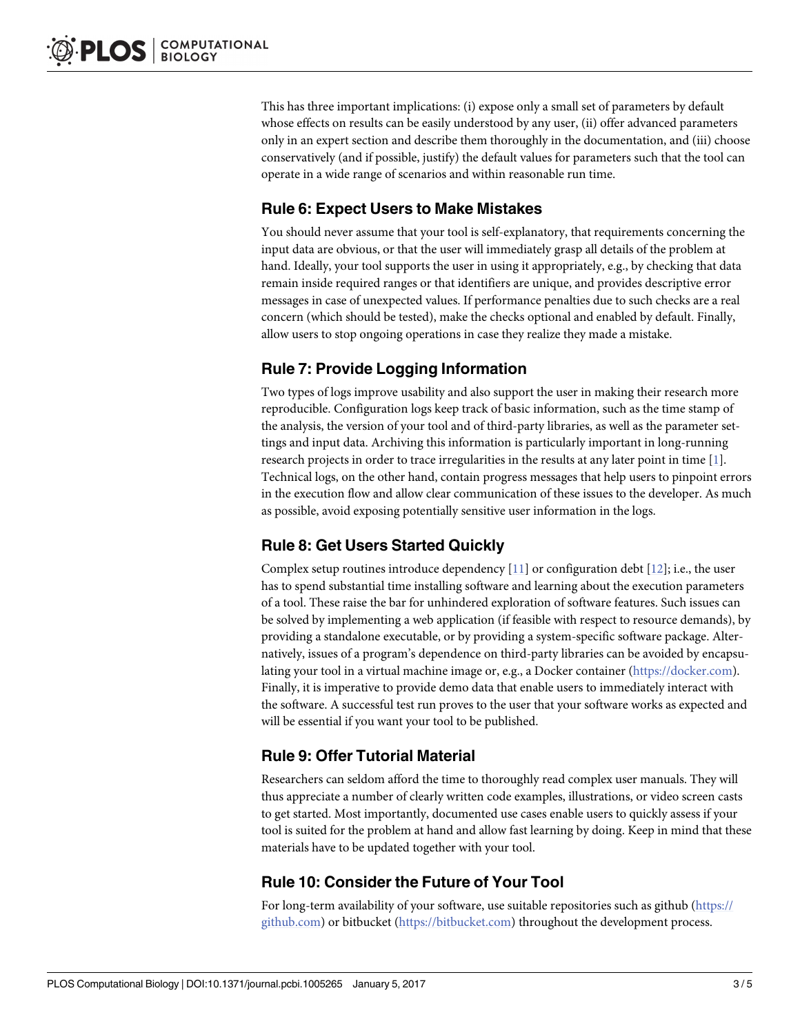This has three important implications: (i) expose only a small set of parameters by default whose effects on results can be easily understood by any user, (ii) offer advanced parameters only in an expert section and describe them thoroughly in the documentation, and (iii) choose conservatively (and if possible, justify) the default values for parameters such that the tool can operate in a wide range of scenarios and within reasonable run time.

## Rule 6: Expect Users to Make Mistakes

You should never assume that your tool is self-explanatory, that requirements concerning the input data are obvious, or that the user will immediately grasp all details of the problem at hand. Ideally, your tool supports the user in using it appropriately, e.g., by checking that data remain inside required ranges or that identifiers are unique, and provides descriptive error messages in case of unexpected values. If performance penalties due to such checks are a real concern (which should be tested), make the checks optional and enabled by default. Finally, allow users to stop ongoing operations in case they realize they made a mistake.

## Rule 7: Provide Logging Information

Two types of logs improve usability and also support the user in making their research more reproducible. Configuration logs keep track of basic information, such as the time stamp of the analysis, the version of your tool and of third-party libraries, as well as the parameter settings and input data. Archiving this information is particularly important in long-running research projects in order to trace irregularities in the results at any later point in time [1]. Technical logs, on the other hand, contain progress messages that help users to pinpoint errors in the execution flow and allow clear communication of these issues to the developer. As much as possible, avoid exposing potentially sensitive user information in the logs.

## Rule 8: Get Users Started Quickly

Complex setup routines introduce dependency [11] or configuration debt [12]; i.e., the user has to spend substantial time installing software and learning about the execution parameters of a tool. These raise the bar for unhindered exploration of software features. Such issues can be solved by implementing a web application (if feasible with respect to resource demands), by providing a standalone executable, or by providing a system-specific software package. Alternatively, issues of a program's dependence on third-party libraries can be avoided by encapsulating your tool in a virtual machine image or, e.g., a Docker container (https://docker.com). Finally, it is imperative to provide demo data that enable users to immediately interact with the software. A successful test run proves to the user that your software works as expected and will be essential if you want your tool to be published.

## Rule 9: Offer Tutorial Material

Researchers can seldom afford the time to thoroughly read complex user manuals. They will thus appreciate a number of clearly written code examples, illustrations, or video screen casts to get started. Most importantly, documented use cases enable users to quickly assess if your tool is suited for the problem at hand and allow fast learning by doing. Keep in mind that these materials have to be updated together with your tool.

## Rule 10: Consider the Future of Your Tool

For long-term availability of your software, use suitable repositories such as github (https://github.com) or bitbucket (https://bitbucket.com) throughout the development process.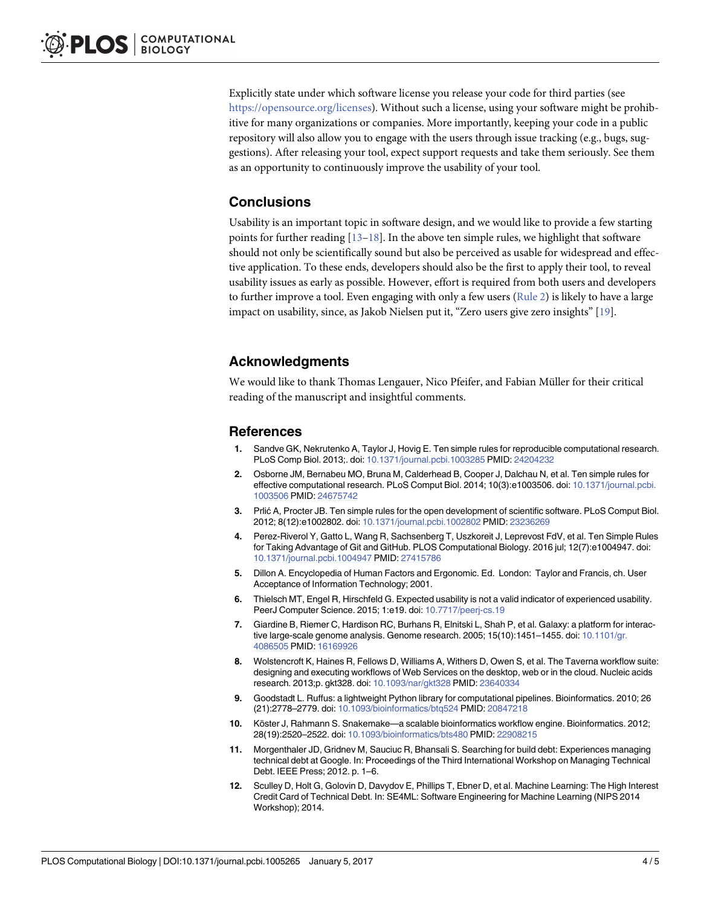Explicitly state under which software license you release your code for third parties (see https://opensource.org/licenses). Without such a license, using your software might be prohibitive for many organizations or companies. More importantly, keeping your code in a public repository will also allow you to engage with the users through issue tracking (e.g., bugs, suggestions). After releasing your tool, expect support requests and take them seriously. See them as an opportunity to continuously improve the usability of your tool.

## Conclusions

Usability is an important topic in software design, and we would like to provide a few starting points for further reading [13–18]. In the above ten simple rules, we highlight that software should not only be scientifically sound but also be perceived as usable for widespread and effective application. To these ends, developers should also be the first to apply their tool, to reveal usability issues as early as possible. However, effort is required from both users and developers to further improve a tool. Even engaging with only a few users (Rule 2) is likely to have a large impact on usability, since, as Jakob Nielsen put it, "Zero users give zero insights" [19].

## Acknowledgments

We would like to thank Thomas Lengauer, Nico Pfeifer, and Fabian Müller for their critical reading of the manuscript and insightful comments.

## References

1. Sandve GK, Nekrutenko A, Taylor J, Hovig E. Ten simple rules for reproducible computational research. PLoS Comp Biol. 2013;. doi: 10.1371/journal.pcbi.1003285 PMID: 24204232
2. Osborne JM, Bernabeu MO, Bruna M, Calderhead B, Cooper J, Dalchau N, et al. Ten simple rules for effective computational research. PLoS Comput Biol. 2014; 10(3):e1003506. doi: 10.1371/journal.pcbi.1003506 PMID: 24675742
3. Prlić A, Procter JB. Ten simple rules for the open development of scientific software. PLoS Comput Biol. 2012; 8(12):e1002802. doi: 10.1371/journal.pcbi.1002802 PMID: 23236269
4. Perez-Riverol Y, Gatto L, Wang R, Sachsenberg T, Uszkoreit J, Leprevost FdV, et al. Ten Simple Rules for Taking Advantage of Git and GitHub. PLOS Computational Biology. 2016 jul; 12(7):e1004947. doi: 10.1371/journal.pcbi.1004947 PMID: 27415786
5. Dillon A. Encyclopedia of Human Factors and Ergonomic. Ed. London: Taylor and Francis, ch. User Acceptance of Information Technology; 2001.
6. Thielsch MT, Engel R, Hirschfeld G. Expected usability is not a valid indicator of experienced usability. PeerJ Computer Science. 2015; 1:e19. doi: 10.7717/peerj-cs.19
7. Giardine B, Riemer C, Hardison RC, Burhans R, Elnitski L, Shah P, et al. Galaxy: a platform for interactive large-scale genome analysis. Genome research. 2005; 15(10):1451–1455. doi: 10.1101/gr.4086505 PMID: 16169926
8. Wolstencroft K, Haines R, Fellows D, Williams A, Withers D, Owen S, et al. The Taverna workflow suite: designing and executing workflows of Web Services on the desktop, web or in the cloud. Nucleic acids research. 2013;p. gkt328. doi: 10.1093/nar/gkt328 PMID: 23640334
9. Goodstadt L. Ruffus: a lightweight Python library for computational pipelines. Bioinformatics. 2010; 26 (21):2778–2779. doi: 10.1093/bioinformatics/btq524 PMID: 20847218
10. Köster J, Rahmann S. Snakemake—a scalable bioinformatics workflow engine. Bioinformatics. 2012; 28(19):2520–2522. doi: 10.1093/bioinformatics/bts480 PMID: 22908215
11. Morgenthaler JD, Gridnev M, Sauciuc R, Bhansali S. Searching for build debt: Experiences managing technical debt at Google. In: Proceedings of the Third International Workshop on Managing Technical Debt. IEEE Press; 2012. p. 1–6.
12. Sculley D, Holt G, Golovin D, Davydov E, Phillips T, Ebner D, et al. Machine Learning: The High Interest Credit Card of Technical Debt. In: SE4ML: Software Engineering for Machine Learning (NIPS 2014 Workshop); 2014.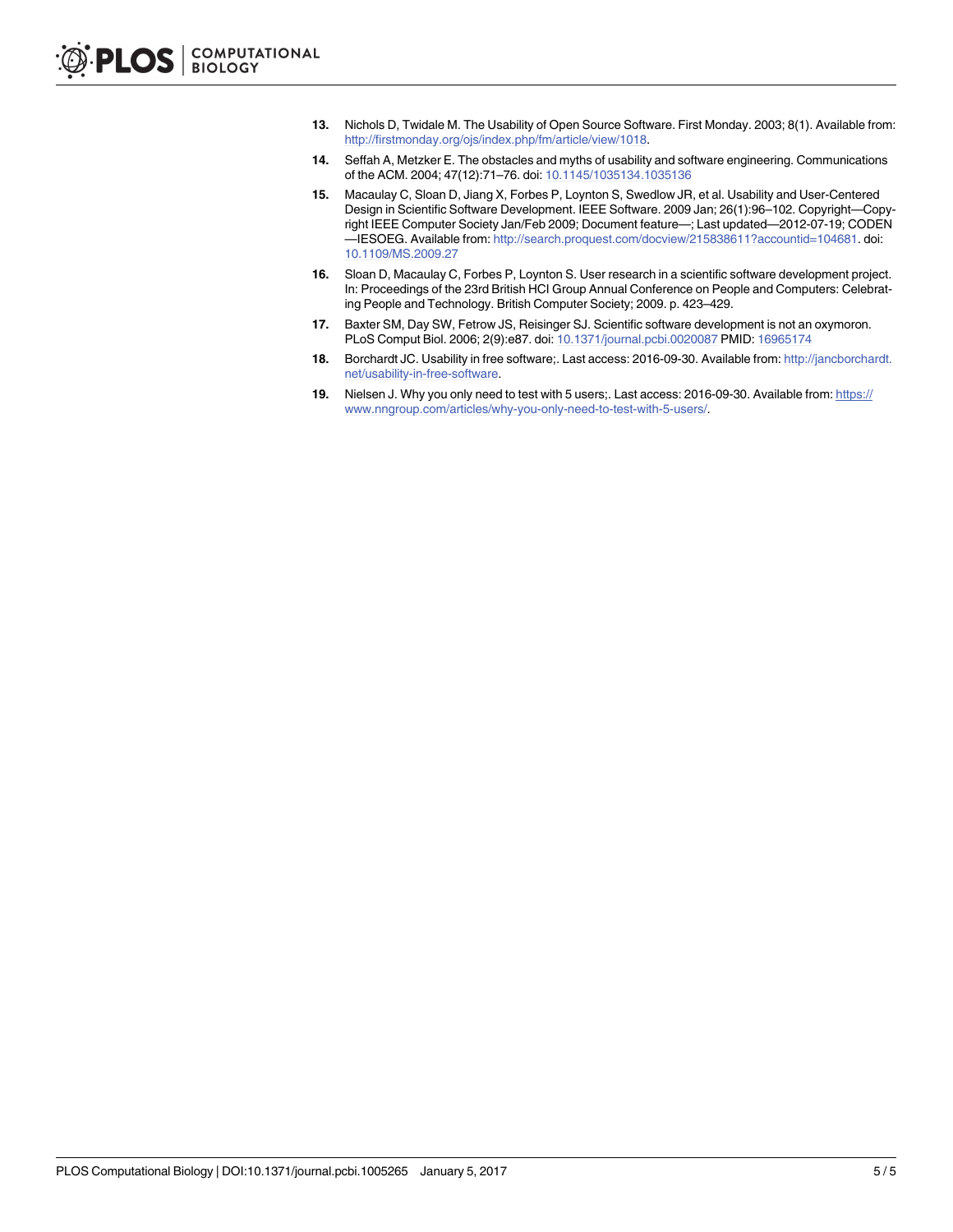13. Nichols D, Twidale M. The Usability of Open Source Software. First Monday. 2003; 8(1). Available from: http://firstmonday.org/ojs/index.php/fm/article/view/1018.
14. Seffah A, Metzker E. The obstacles and myths of usability and software engineering. Communications of the ACM. 2004; 47(12):71–76. doi: 10.1145/1035134.1035136
15. Macaulay C, Sloan D, Jiang X, Forbes P, Loynton S, Swedlow JR, et al. Usability and User-Centered Design in Scientific Software Development. IEEE Software. 2009 Jan; 26(1):96–102. Copyright—Copyright IEEE Computer Society Jan/Feb 2009; Document feature—; Last updated—2012-07-19; CODEN—IESOEG. Available from: http://search.proquest.com/docview/215838611?accountid=104681. doi: 10.1109/MS.2009.27
16. Sloan D, Macaulay C, Forbes P, Loynton S. User research in a scientific software development project. In: Proceedings of the 23rd British HCI Group Annual Conference on People and Computers: Celebrating People and Technology. British Computer Society; 2009. p. 423–429.
17. Baxter SM, Day SW, Fetrow JS, Reisinger SJ. Scientific software development is not an oxymoron. PLoS Comput Biol. 2006; 2(9):e87. doi: 10.1371/journal.pcbi.0020087 PMID: 16965174
18. Borchardt JC. Usability in free software;. Last access: 2016-09-30. Available from: http://jancborchardt.net/usability-in-free-software.
19. Nielsen J. Why you only need to test with 5 users;. Last access: 2016-09-30. Available from: https://www.nngroup.com/articles/why-you-only-need-to-test-with-5-users/.